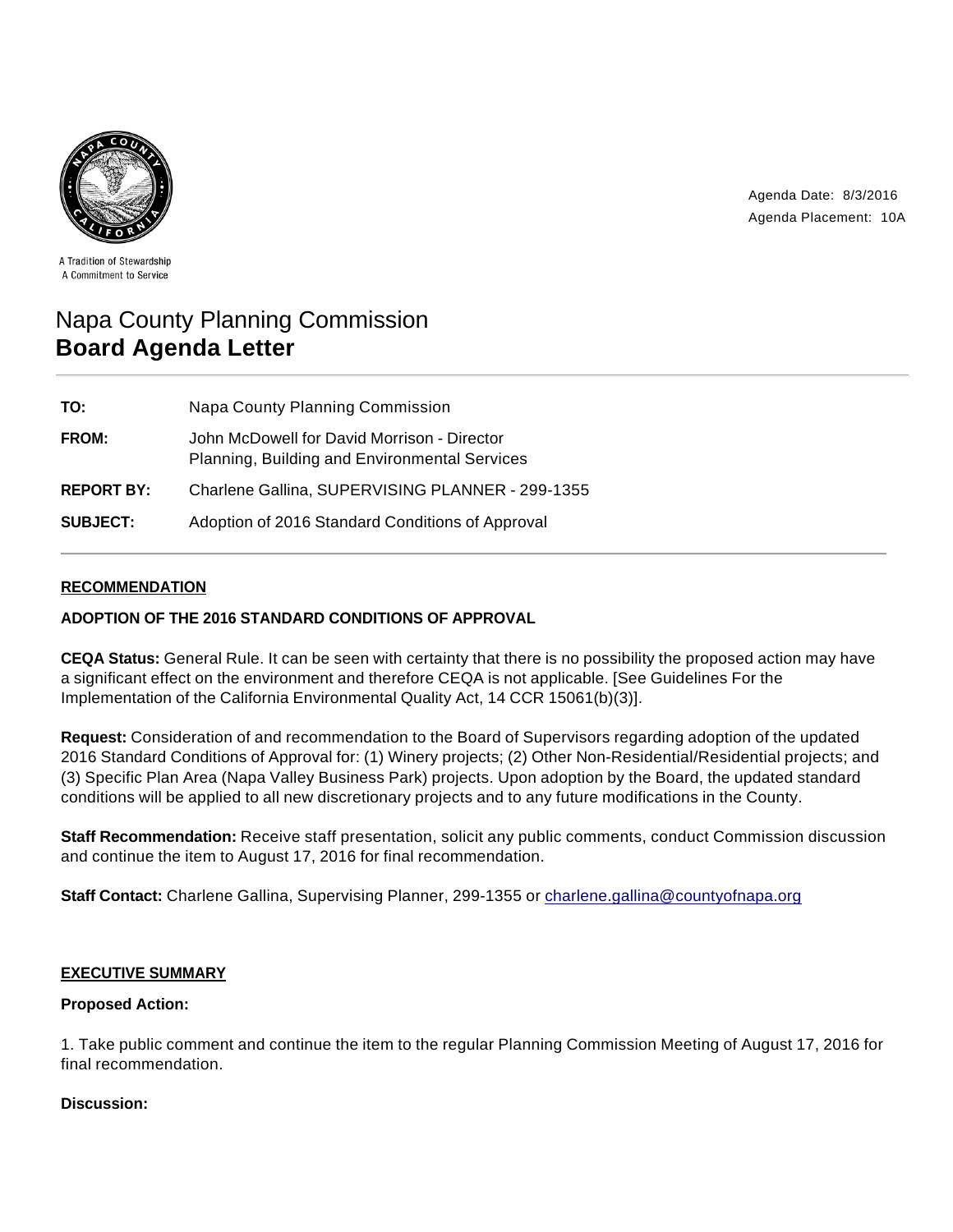A Tradition of Stewardship
A Commitment to Service

Agenda Date: 8/3/2016
Agenda Placement: 10A

# Napa County Planning Commission
# **Board Agenda Letter**

| | |
|---|---|
| **TO:** | Napa County Planning Commission |
| **FROM:** | John McDowell for David Morrison - Director<br>Planning, Building and Environmental Services |
| **REPORT BY:** | Charlene Gallina, SUPERVISING PLANNER - 299-1355 |
| **SUBJECT:** | Adoption of 2016 Standard Conditions of Approval |

## RECOMMENDATION

**ADOPTION OF THE 2016 STANDARD CONDITIONS OF APPROVAL**

**CEQA Status:** General Rule. It can be seen with certainty that there is no possibility the proposed action may have a significant effect on the environment and therefore CEQA is not applicable. [See Guidelines For the Implementation of the California Environmental Quality Act, 14 CCR 15061(b)(3)].

**Request:** Consideration of and recommendation to the Board of Supervisors regarding adoption of the updated 2016 Standard Conditions of Approval for: (1) Winery projects; (2) Other Non-Residential/Residential projects; and (3) Specific Plan Area (Napa Valley Business Park) projects. Upon adoption by the Board, the updated standard conditions will be applied to all new discretionary projects and to any future modifications in the County.

**Staff Recommendation:** Receive staff presentation, solicit any public comments, conduct Commission discussion and continue the item to August 17, 2016 for final recommendation.

**Staff Contact:** Charlene Gallina, Supervising Planner, 299-1355 or charlene.gallina@countyofnapa.org

## EXECUTIVE SUMMARY

**Proposed Action:**

1. Take public comment and continue the item to the regular Planning Commission Meeting of August 17, 2016 for final recommendation.

**Discussion:**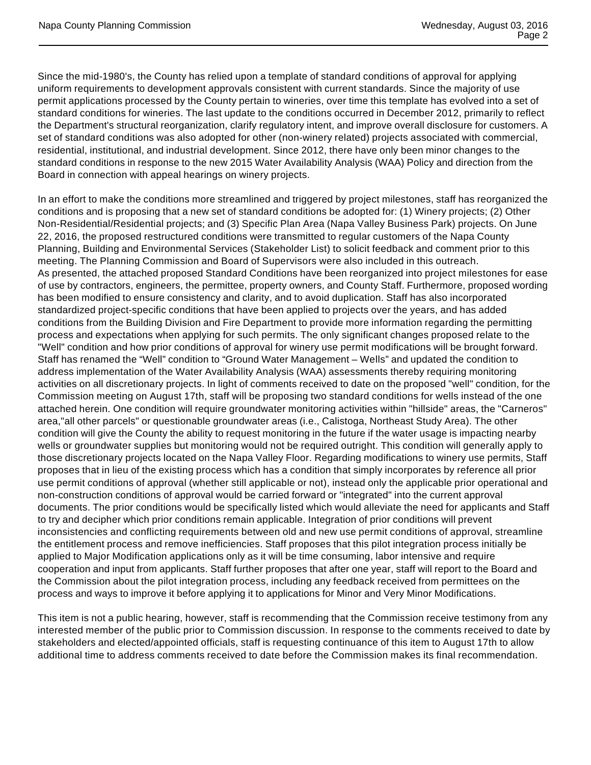Since the mid-1980's, the County has relied upon a template of standard conditions of approval for applying uniform requirements to development approvals consistent with current standards. Since the majority of use permit applications processed by the County pertain to wineries, over time this template has evolved into a set of standard conditions for wineries. The last update to the conditions occurred in December 2012, primarily to reflect the Department's structural reorganization, clarify regulatory intent, and improve overall disclosure for customers. A set of standard conditions was also adopted for other (non-winery related) projects associated with commercial, residential, institutional, and industrial development. Since 2012, there have only been minor changes to the standard conditions in response to the new 2015 Water Availability Analysis (WAA) Policy and direction from the Board in connection with appeal hearings on winery projects.

In an effort to make the conditions more streamlined and triggered by project milestones, staff has reorganized the conditions and is proposing that a new set of standard conditions be adopted for: (1) Winery projects; (2) Other Non-Residential/Residential projects; and (3) Specific Plan Area (Napa Valley Business Park) projects. On June 22, 2016, the proposed restructured conditions were transmitted to regular customers of the Napa County Planning, Building and Environmental Services (Stakeholder List) to solicit feedback and comment prior to this meeting. The Planning Commission and Board of Supervisors were also included in this outreach.
As presented, the attached proposed Standard Conditions have been reorganized into project milestones for ease of use by contractors, engineers, the permittee, property owners, and County Staff. Furthermore, proposed wording has been modified to ensure consistency and clarity, and to avoid duplication. Staff has also incorporated standardized project-specific conditions that have been applied to projects over the years, and has added conditions from the Building Division and Fire Department to provide more information regarding the permitting process and expectations when applying for such permits. The only significant changes proposed relate to the "Well" condition and how prior conditions of approval for winery use permit modifications will be brought forward. Staff has renamed the “Well” condition to “Ground Water Management – Wells" and updated the condition to address implementation of the Water Availability Analysis (WAA) assessments thereby requiring monitoring activities on all discretionary projects. In light of comments received to date on the proposed "well" condition, for the Commission meeting on August 17th, staff will be proposing two standard conditions for wells instead of the one attached herein. One condition will require groundwater monitoring activities within "hillside" areas, the "Carneros" area,"all other parcels" or questionable groundwater areas (i.e., Calistoga, Northeast Study Area). The other condition will give the County the ability to request monitoring in the future if the water usage is impacting nearby wells or groundwater supplies but monitoring would not be required outright. This condition will generally apply to those discretionary projects located on the Napa Valley Floor. Regarding modifications to winery use permits, Staff proposes that in lieu of the existing process which has a condition that simply incorporates by reference all prior use permit conditions of approval (whether still applicable or not), instead only the applicable prior operational and non-construction conditions of approval would be carried forward or "integrated" into the current approval documents. The prior conditions would be specifically listed which would alleviate the need for applicants and Staff to try and decipher which prior conditions remain applicable. Integration of prior conditions will prevent inconsistencies and conflicting requirements between old and new use permit conditions of approval, streamline the entitlement process and remove inefficiencies. Staff proposes that this pilot integration process initially be applied to Major Modification applications only as it will be time consuming, labor intensive and require cooperation and input from applicants. Staff further proposes that after one year, staff will report to the Board and the Commission about the pilot integration process, including any feedback received from permittees on the process and ways to improve it before applying it to applications for Minor and Very Minor Modifications.

This item is not a public hearing, however, staff is recommending that the Commission receive testimony from any interested member of the public prior to Commission discussion. In response to the comments received to date by stakeholders and elected/appointed officials, staff is requesting continuance of this item to August 17th to allow additional time to address comments received to date before the Commission makes its final recommendation.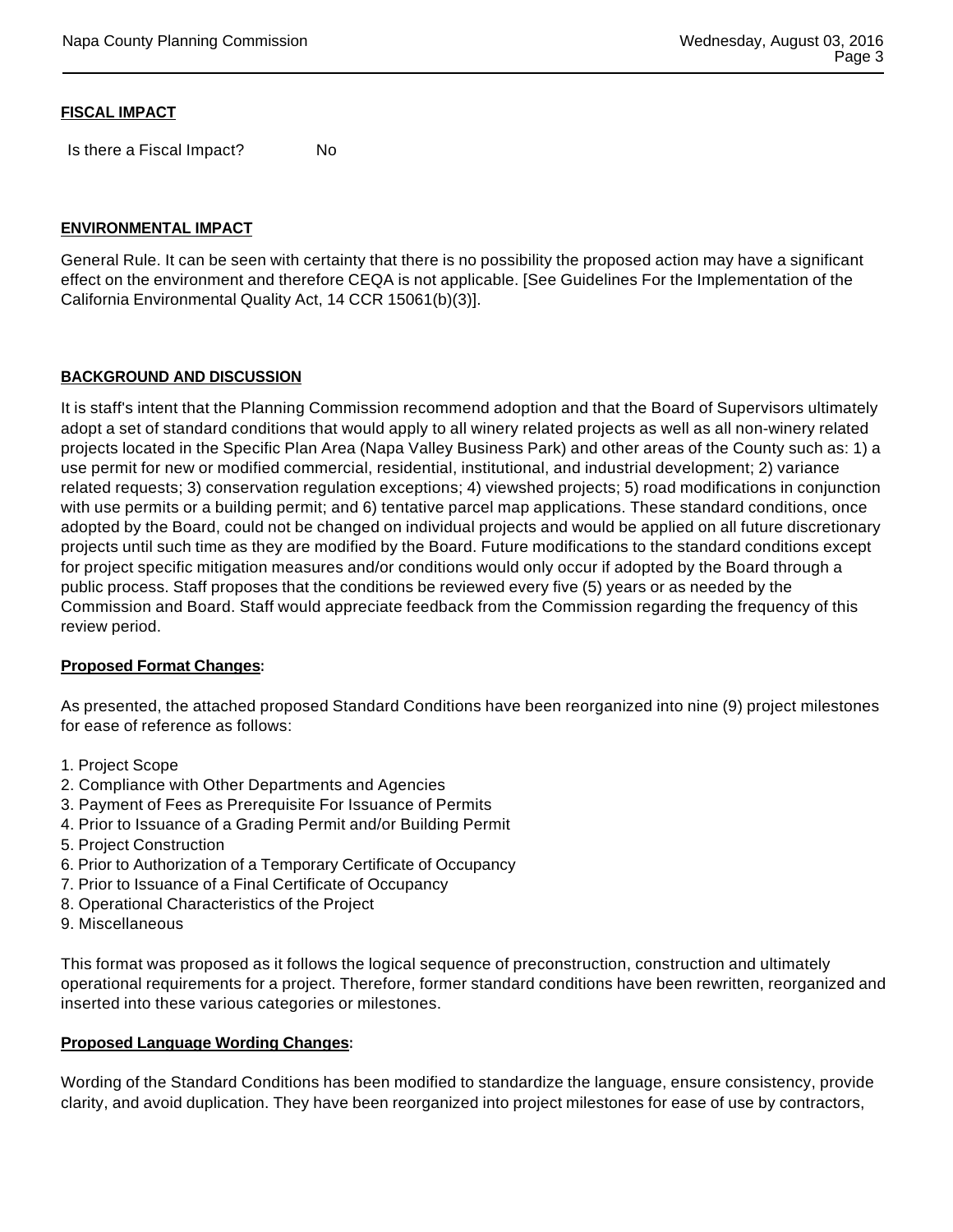## FISCAL IMPACT

Is there a Fiscal Impact? No

## ENVIRONMENTAL IMPACT

General Rule. It can be seen with certainty that there is no possibility the proposed action may have a significant effect on the environment and therefore CEQA is not applicable. [See Guidelines For the Implementation of the California Environmental Quality Act, 14 CCR 15061(b)(3)].

## BACKGROUND AND DISCUSSION

It is staff's intent that the Planning Commission recommend adoption and that the Board of Supervisors ultimately adopt a set of standard conditions that would apply to all winery related projects as well as all non-winery related projects located in the Specific Plan Area (Napa Valley Business Park) and other areas of the County such as: 1) a use permit for new or modified commercial, residential, institutional, and industrial development; 2) variance related requests; 3) conservation regulation exceptions; 4) viewshed projects; 5) road modifications in conjunction with use permits or a building permit; and 6) tentative parcel map applications. These standard conditions, once adopted by the Board, could not be changed on individual projects and would be applied on all future discretionary projects until such time as they are modified by the Board. Future modifications to the standard conditions except for project specific mitigation measures and/or conditions would only occur if adopted by the Board through a public process. Staff proposes that the conditions be reviewed every five (5) years or as needed by the Commission and Board. Staff would appreciate feedback from the Commission regarding the frequency of this review period.

**Proposed Format Changes:**

As presented, the attached proposed Standard Conditions have been reorganized into nine (9) project milestones for ease of reference as follows:

1. Project Scope
2. Compliance with Other Departments and Agencies
3. Payment of Fees as Prerequisite For Issuance of Permits
4. Prior to Issuance of a Grading Permit and/or Building Permit
5. Project Construction
6. Prior to Authorization of a Temporary Certificate of Occupancy
7. Prior to Issuance of a Final Certificate of Occupancy
8. Operational Characteristics of the Project
9. Miscellaneous

This format was proposed as it follows the logical sequence of preconstruction, construction and ultimately operational requirements for a project. Therefore, former standard conditions have been rewritten, reorganized and inserted into these various categories or milestones.

**Proposed Language Wording Changes:**

Wording of the Standard Conditions has been modified to standardize the language, ensure consistency, provide clarity, and avoid duplication. They have been reorganized into project milestones for ease of use by contractors,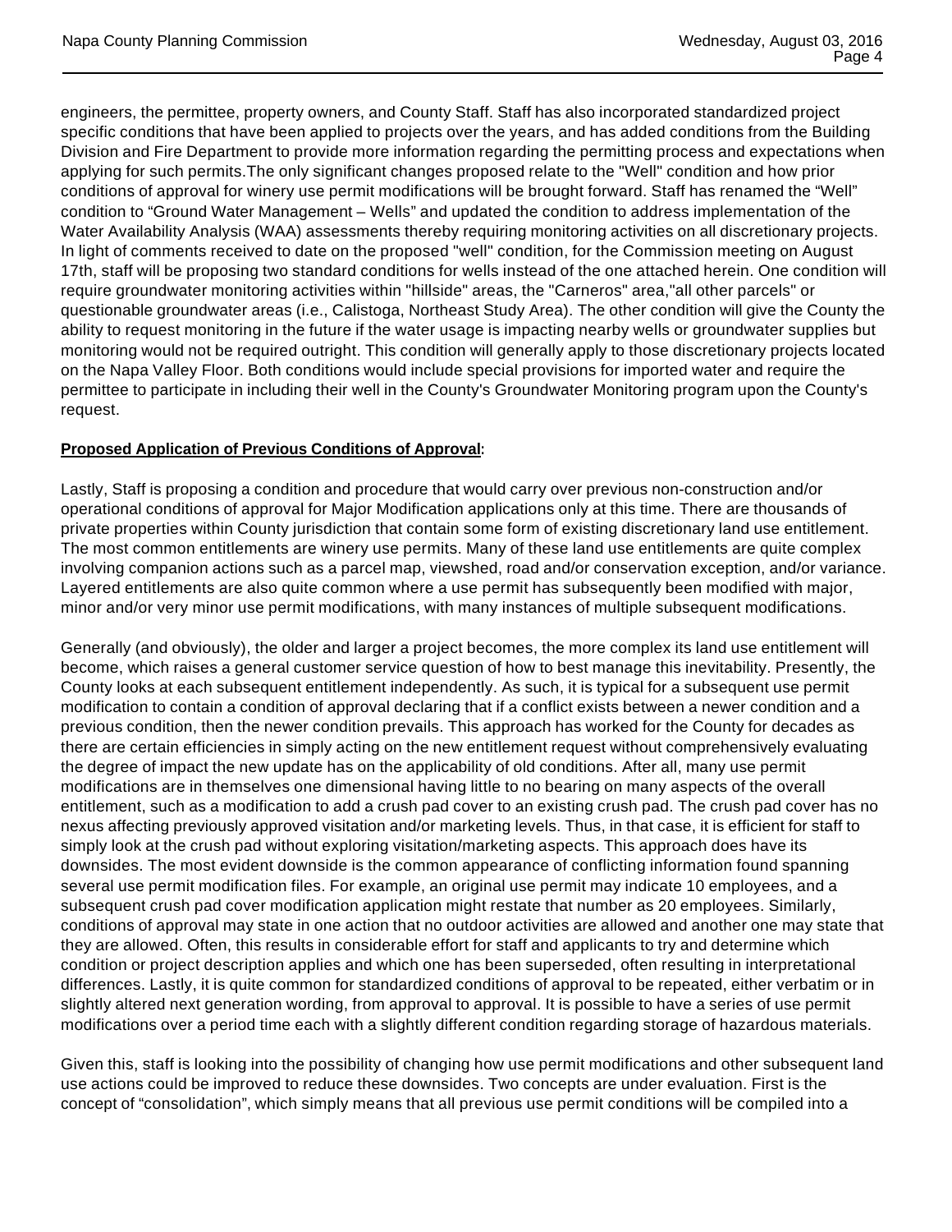engineers, the permittee, property owners, and County Staff. Staff has also incorporated standardized project specific conditions that have been applied to projects over the years, and has added conditions from the Building Division and Fire Department to provide more information regarding the permitting process and expectations when applying for such permits.The only significant changes proposed relate to the "Well" condition and how prior conditions of approval for winery use permit modifications will be brought forward. Staff has renamed the "Well" condition to "Ground Water Management – Wells" and updated the condition to address implementation of the Water Availability Analysis (WAA) assessments thereby requiring monitoring activities on all discretionary projects. In light of comments received to date on the proposed "well" condition, for the Commission meeting on August 17th, staff will be proposing two standard conditions for wells instead of the one attached herein. One condition will require groundwater monitoring activities within "hillside" areas, the "Carneros" area,"all other parcels" or questionable groundwater areas (i.e., Calistoga, Northeast Study Area). The other condition will give the County the ability to request monitoring in the future if the water usage is impacting nearby wells or groundwater supplies but monitoring would not be required outright. This condition will generally apply to those discretionary projects located on the Napa Valley Floor. Both conditions would include special provisions for imported water and require the permittee to participate in including their well in the County's Groundwater Monitoring program upon the County's request.

**Proposed Application of Previous Conditions of Approval:**

Lastly, Staff is proposing a condition and procedure that would carry over previous non-construction and/or operational conditions of approval for Major Modification applications only at this time. There are thousands of private properties within County jurisdiction that contain some form of existing discretionary land use entitlement. The most common entitlements are winery use permits. Many of these land use entitlements are quite complex involving companion actions such as a parcel map, viewshed, road and/or conservation exception, and/or variance. Layered entitlements are also quite common where a use permit has subsequently been modified with major, minor and/or very minor use permit modifications, with many instances of multiple subsequent modifications.

Generally (and obviously), the older and larger a project becomes, the more complex its land use entitlement will become, which raises a general customer service question of how to best manage this inevitability. Presently, the County looks at each subsequent entitlement independently. As such, it is typical for a subsequent use permit modification to contain a condition of approval declaring that if a conflict exists between a newer condition and a previous condition, then the newer condition prevails. This approach has worked for the County for decades as there are certain efficiencies in simply acting on the new entitlement request without comprehensively evaluating the degree of impact the new update has on the applicability of old conditions. After all, many use permit modifications are in themselves one dimensional having little to no bearing on many aspects of the overall entitlement, such as a modification to add a crush pad cover to an existing crush pad. The crush pad cover has no nexus affecting previously approved visitation and/or marketing levels. Thus, in that case, it is efficient for staff to simply look at the crush pad without exploring visitation/marketing aspects. This approach does have its downsides. The most evident downside is the common appearance of conflicting information found spanning several use permit modification files. For example, an original use permit may indicate 10 employees, and a subsequent crush pad cover modification application might restate that number as 20 employees. Similarly, conditions of approval may state in one action that no outdoor activities are allowed and another one may state that they are allowed. Often, this results in considerable effort for staff and applicants to try and determine which condition or project description applies and which one has been superseded, often resulting in interpretational differences. Lastly, it is quite common for standardized conditions of approval to be repeated, either verbatim or in slightly altered next generation wording, from approval to approval. It is possible to have a series of use permit modifications over a period time each with a slightly different condition regarding storage of hazardous materials.

Given this, staff is looking into the possibility of changing how use permit modifications and other subsequent land use actions could be improved to reduce these downsides. Two concepts are under evaluation. First is the concept of "consolidation", which simply means that all previous use permit conditions will be compiled into a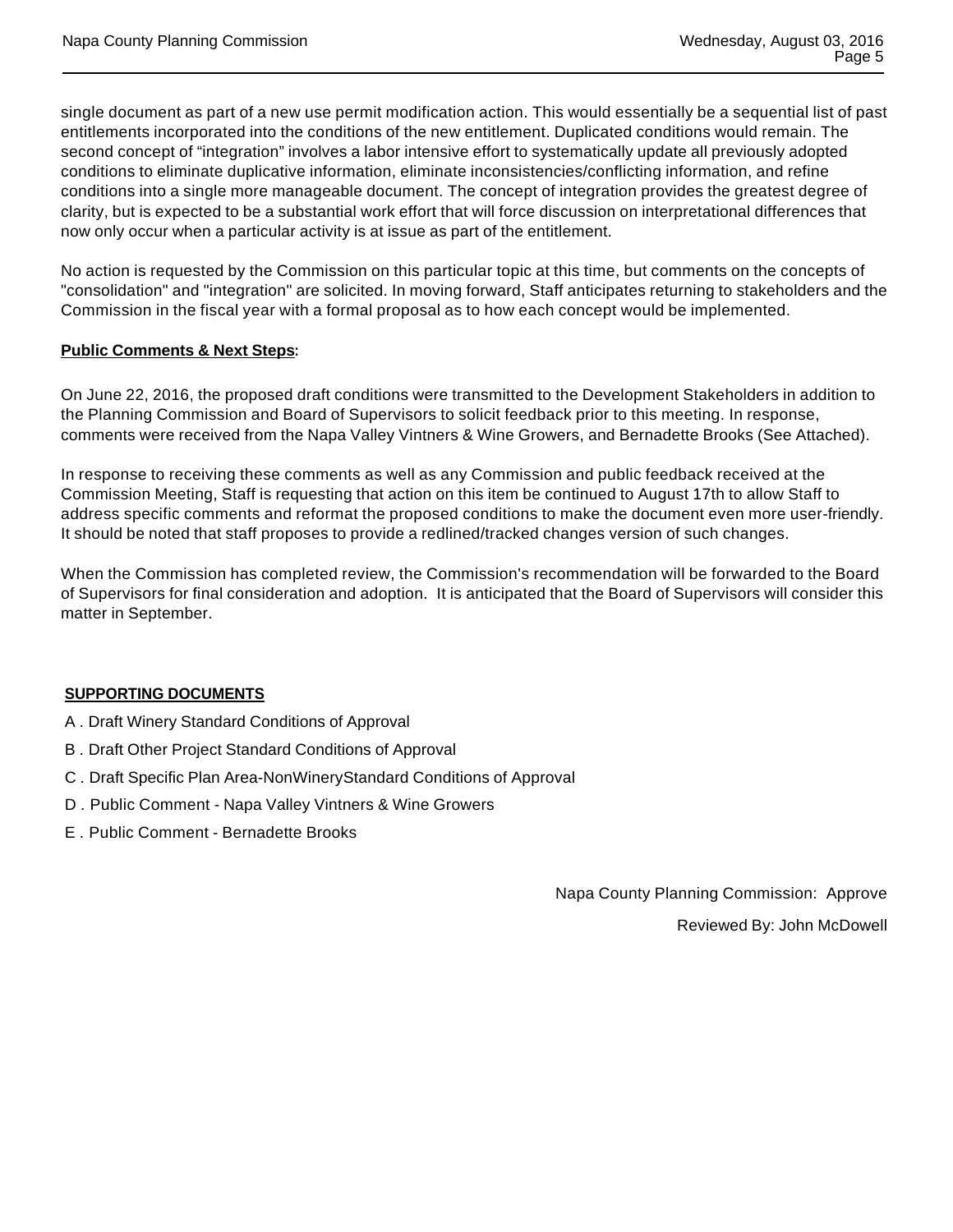single document as part of a new use permit modification action. This would essentially be a sequential list of past entitlements incorporated into the conditions of the new entitlement. Duplicated conditions would remain. The second concept of "integration" involves a labor intensive effort to systematically update all previously adopted conditions to eliminate duplicative information, eliminate inconsistencies/conflicting information, and refine conditions into a single more manageable document. The concept of integration provides the greatest degree of clarity, but is expected to be a substantial work effort that will force discussion on interpretational differences that now only occur when a particular activity is at issue as part of the entitlement.

No action is requested by the Commission on this particular topic at this time, but comments on the concepts of "consolidation" and "integration" are solicited. In moving forward, Staff anticipates returning to stakeholders and the Commission in the fiscal year with a formal proposal as to how each concept would be implemented.

**Public Comments & Next Steps:**

On June 22, 2016, the proposed draft conditions were transmitted to the Development Stakeholders in addition to the Planning Commission and Board of Supervisors to solicit feedback prior to this meeting. In response, comments were received from the Napa Valley Vintners & Wine Growers, and Bernadette Brooks (See Attached).

In response to receiving these comments as well as any Commission and public feedback received at the Commission Meeting, Staff is requesting that action on this item be continued to August 17th to allow Staff to address specific comments and reformat the proposed conditions to make the document even more user-friendly. It should be noted that staff proposes to provide a redlined/tracked changes version of such changes.

When the Commission has completed review, the Commission's recommendation will be forwarded to the Board of Supervisors for final consideration and adoption. It is anticipated that the Board of Supervisors will consider this matter in September.

**SUPPORTING DOCUMENTS**

A . Draft Winery Standard Conditions of Approval

B . Draft Other Project Standard Conditions of Approval

C . Draft Specific Plan Area-NonWineryStandard Conditions of Approval

D . Public Comment - Napa Valley Vintners & Wine Growers

E . Public Comment - Bernadette Brooks

Napa County Planning Commission: Approve

Reviewed By: John McDowell